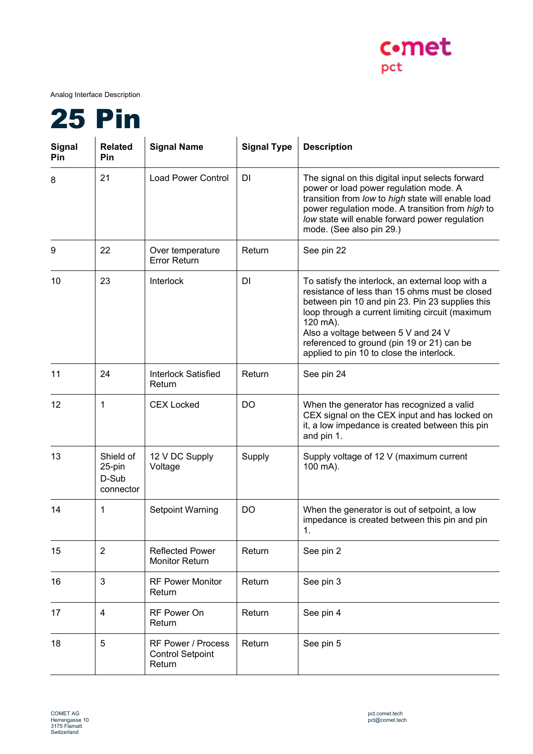Analog Interface Description

# 25 Pin

| Signal Pin | Related Pin | Signal Name | Signal Type | Description |
|---|---|---|---|---|
| 8 | 21 | Load Power Control | DI | The signal on this digital input selects forward power or load power regulation mode. A transition from *low* to *high* state will enable load power regulation mode. A transition from *high* to *low* state will enable forward power regulation mode. (See also pin 29.) |
| 9 | 22 | Over temperature Error Return | Return | See pin 22 |
| 10 | 23 | Interlock | DI | To satisfy the interlock, an external loop with a resistance of less than 15 ohms must be closed between pin 10 and pin 23. Pin 23 supplies this loop through a current limiting circuit (maximum 120 mA).<br>Also a voltage between 5 V and 24 V referenced to ground (pin 19 or 21) can be applied to pin 10 to close the interlock. |
| 11 | 24 | Interlock Satisfied Return | Return | See pin 24 |
| 12 | 1 | CEX Locked | DO | When the generator has recognized a valid CEX signal on the CEX input and has locked on it, a low impedance is created between this pin and pin 1. |
| 13 | Shield of 25-pin D-Sub connector | 12 V DC Supply Voltage | Supply | Supply voltage of 12 V (maximum current 100 mA). |
| 14 | 1 | Setpoint Warning | DO | When the generator is out of setpoint, a low impedance is created between this pin and pin 1. |
| 15 | 2 | Reflected Power Monitor Return | Return | See pin 2 |
| 16 | 3 | RF Power Monitor Return | Return | See pin 3 |
| 17 | 4 | RF Power On Return | Return | See pin 4 |
| 18 | 5 | RF Power / Process Control Setpoint Return | Return | See pin 5 |

COMET AG
Herrengasse 10
3175 Flamatt
Switzerland

pct.comet.tech
pct@comet.tech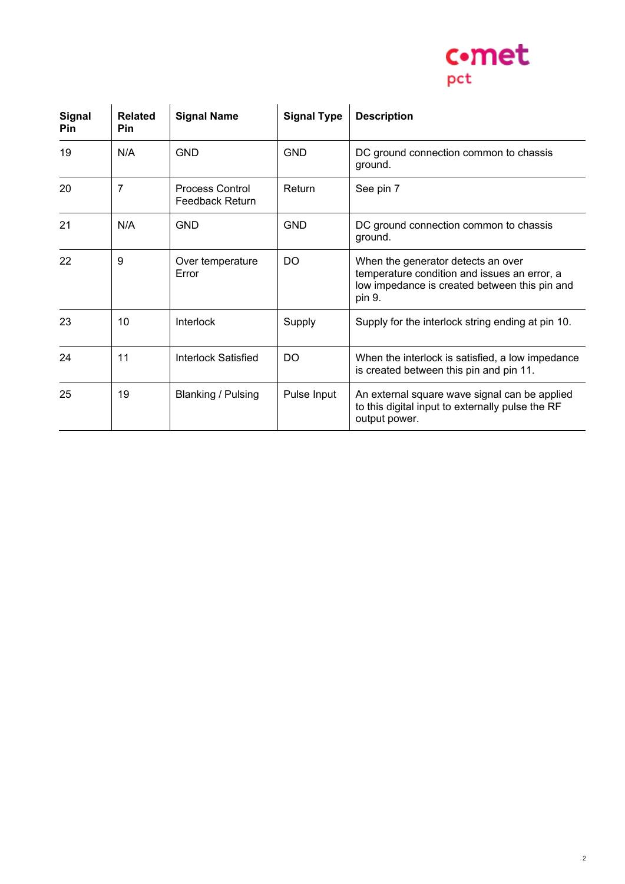| Signal Pin | Related Pin | Signal Name | Signal Type | Description |
|---|---|---|---|---|
| 19 | N/A | GND | GND | DC ground connection common to chassis ground. |
| 20 | 7 | Process Control Feedback Return | Return | See pin 7 |
| 21 | N/A | GND | GND | DC ground connection common to chassis ground. |
| 22 | 9 | Over temperature Error | DO | When the generator detects an over temperature condition and issues an error, a low impedance is created between this pin and pin 9. |
| 23 | 10 | Interlock | Supply | Supply for the interlock string ending at pin 10. |
| 24 | 11 | Interlock Satisfied | DO | When the interlock is satisfied, a low impedance is created between this pin and pin 11. |
| 25 | 19 | Blanking / Pulsing | Pulse Input | An external square wave signal can be applied to this digital input to externally pulse the RF output power. |